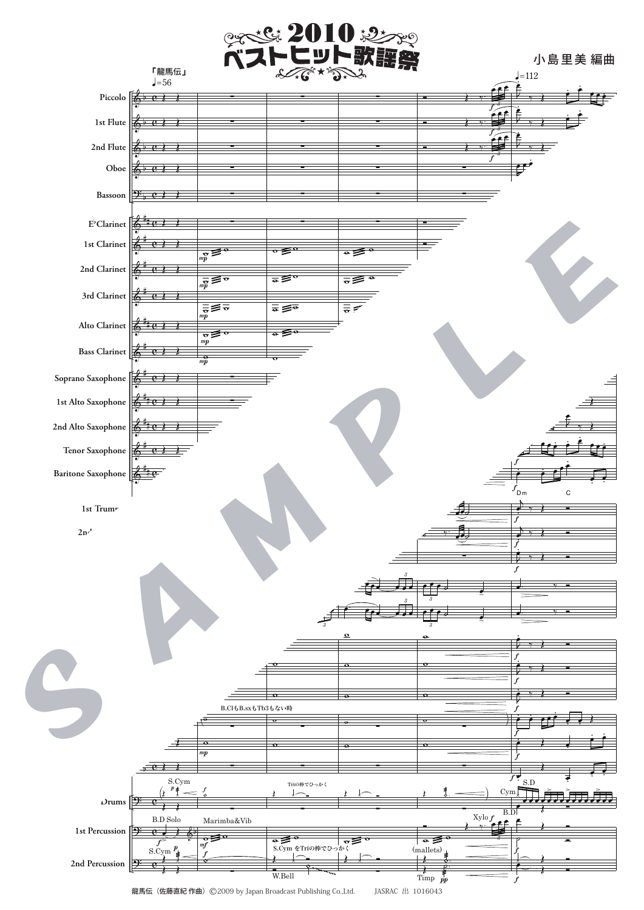# 2010 ベストヒット歌謡祭

小島里美 編曲

「龍馬伝」

龍馬伝（佐藤直紀 作曲）©2009 by Japan Broadcast Publishing Co.,Ltd.　JASRAC 出 1016043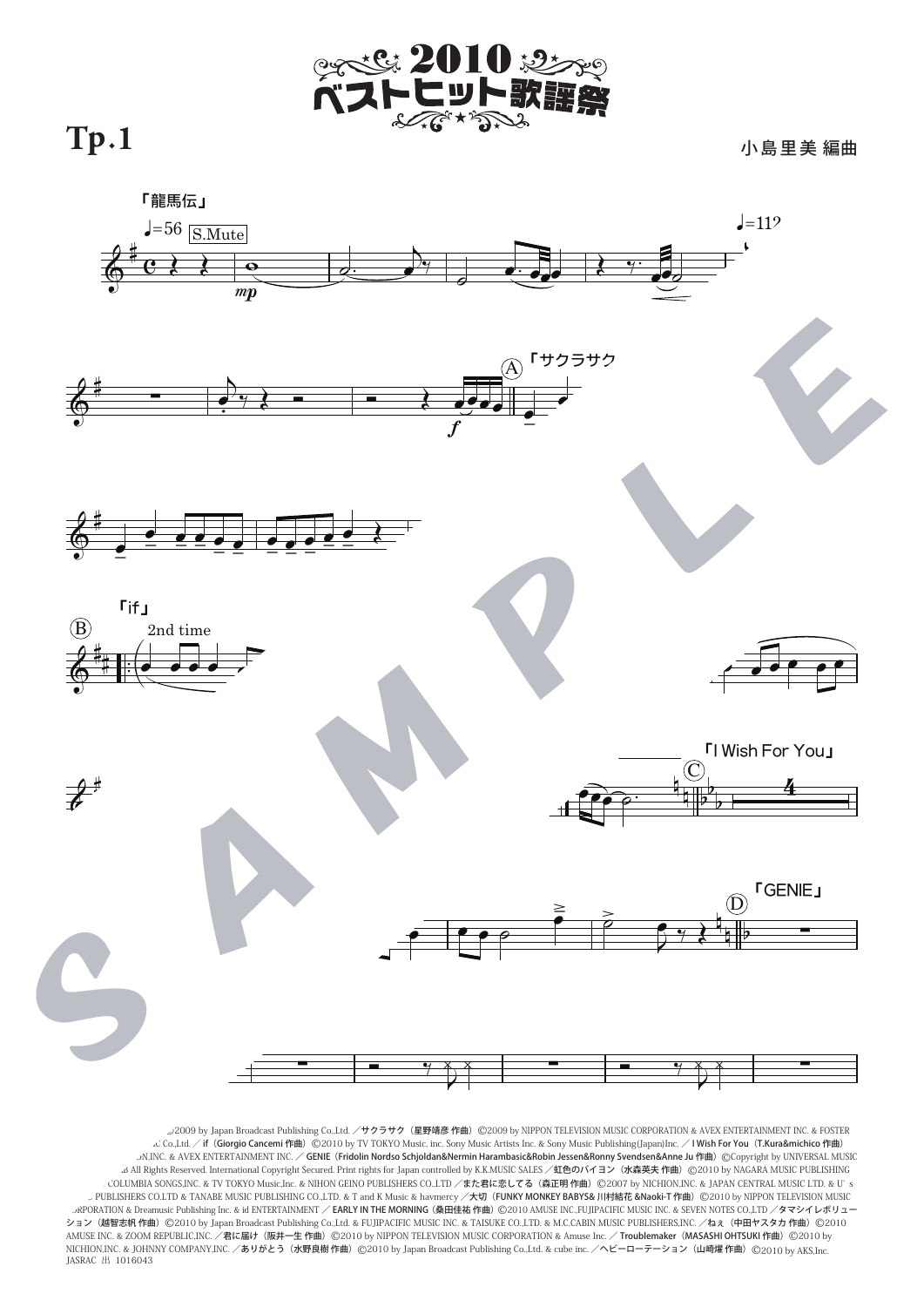# 2010 ベストヒット歌謡祭

**Tp.1**

小島里美 編曲

「龍馬伝」

♩=56 S.Mute

*mp*

♩=112

*f*

Ⓐ 「サクラサク」

Ⓑ 「if」

2nd time

Ⓒ 「I Wish For You」

4

Ⓓ 「GENIE」

©2009 by Japan Broadcast Publishing Co.,Ltd. ／サクラサク（星野晴彦 作曲）©2009 by NIPPON TELEVISION MUSIC CORPORATION & AVEX ENTERTAINMENT INC. & FOSTER ...C Co.,Ltd. ／ if（Giorgio Cancemi 作曲）©2010 by TV TOKYO Music, inc. Sony Music Artists Inc. & Sony Music Publishing(Japan)Inc. ／ I Wish For You（T.Kura&michico 作曲）...N,INC. & AVEX ENTERTAINMENT INC. ／ GENIE（Fridolin Nordso Schjoldan&Nermin Harambasic&Robin Jessen&Ronny Svendsen&Anne Ju 作曲）©Copyright by UNIVERSAL MUSIC ...B All Rights Reserved. International Copyright Secured. Print rights for Japan controlled by K.K.MUSIC SALES ／虹色のバイヨン（水森英夫 作曲）©2010 by NAGARA MUSIC PUBLISHING ... COLUMBIA SONGS,INC. & TV TOKYO Music,Inc. & NIHON GEINO PUBLISHERS CO.,LTD ／また君に恋してる（森正明 作曲）©2007 by NICHION,INC. & JAPAN CENTRAL MUSIC LTD. & U's ... PUBLISHERS CO.LTD & TANABE MUSIC PUBLISHING CO.,LTD. & T and K Music & havmercy ／大切（FUNKY MONKEY BABYS& 川村結花 &Naoki-T 作曲）©2010 by NIPPON TELEVISION MUSIC ...RPORATION & Dreamusic Publishing Inc. & id ENTERTAINMENT ／ EARLY IN THE MORNING（桑田佳祐 作曲）©2010 AMUSE INC.,FUJIPACIFIC MUSIC INC. & SEVEN NOTES CO.,LTD ／タマシイレボリューション（越智志帆 作曲）©2010 by Japan Broadcast Publishing Co.,Ltd. & FUJIPACIFIC MUSIC INC. & TAISUKE CO.,LTD. & M.C.CABIN MUSIC PUBLISHERS,INC. ／ねぇ（中田ヤスタカ 作曲）©2010 AMUSE INC. & ZOOM REPUBLIC,INC. ／君に届け（阪井一生 作曲）©2010 by NIPPON TELEVISION MUSIC CORPORATION & Amuse Inc. ／ Troublemaker（MASASHI OHTSUKI 作曲）©2010 by NICHION,INC. & JOHNNY COMPANY,INC. ／ありがとう（水野良樹 作曲）©2010 by Japan Broadcast Publishing Co.,Ltd. & cube inc. ／ヘビーローテーション（山崎燦 作曲）©2010 by AKS,Inc.
JASRAC 出 1016043